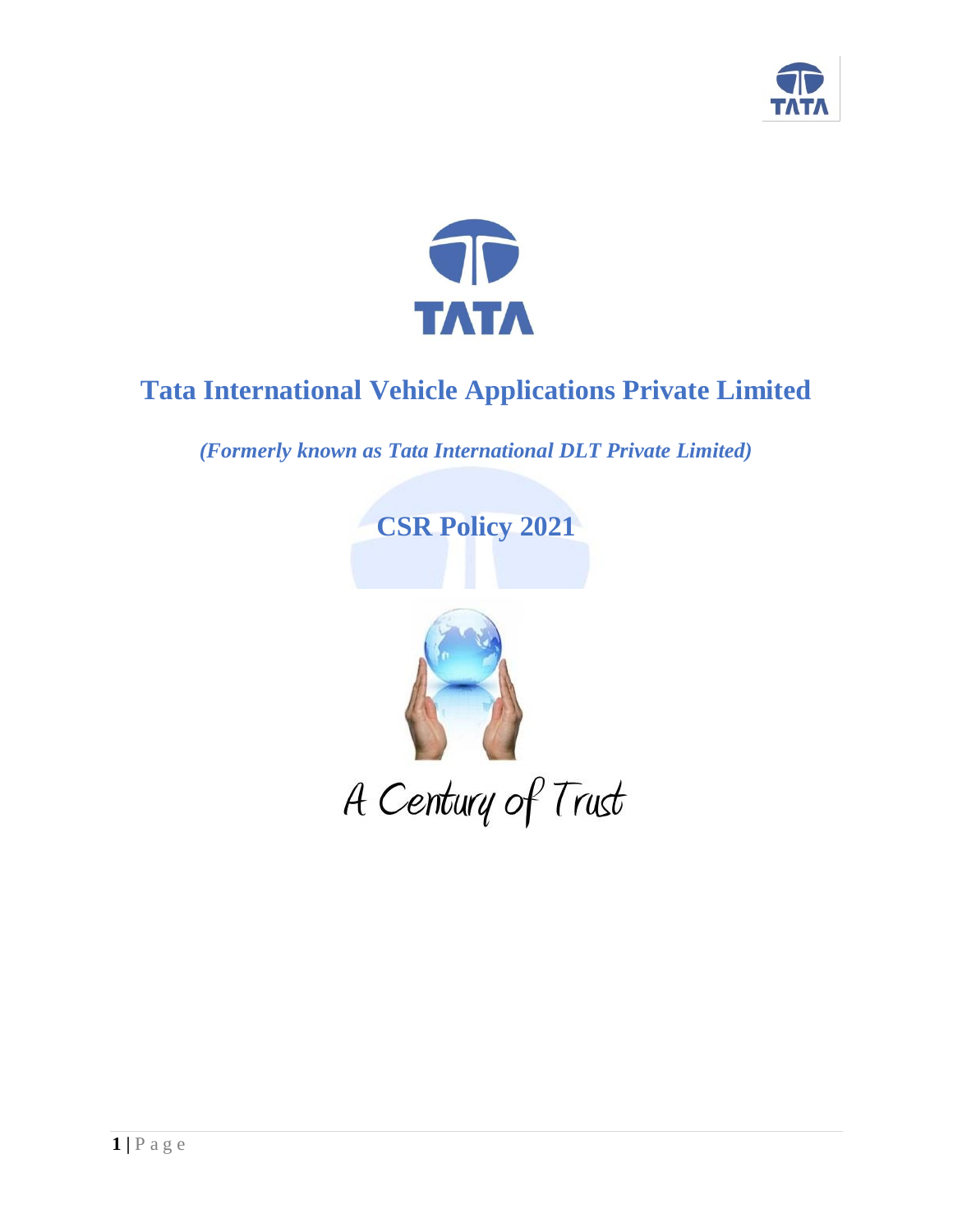# Tata International Vehicle Applications Private Limited

***(Formerly known as Tata International DLT Private Limited)***

## CSR Policy 2021

A Century of Trust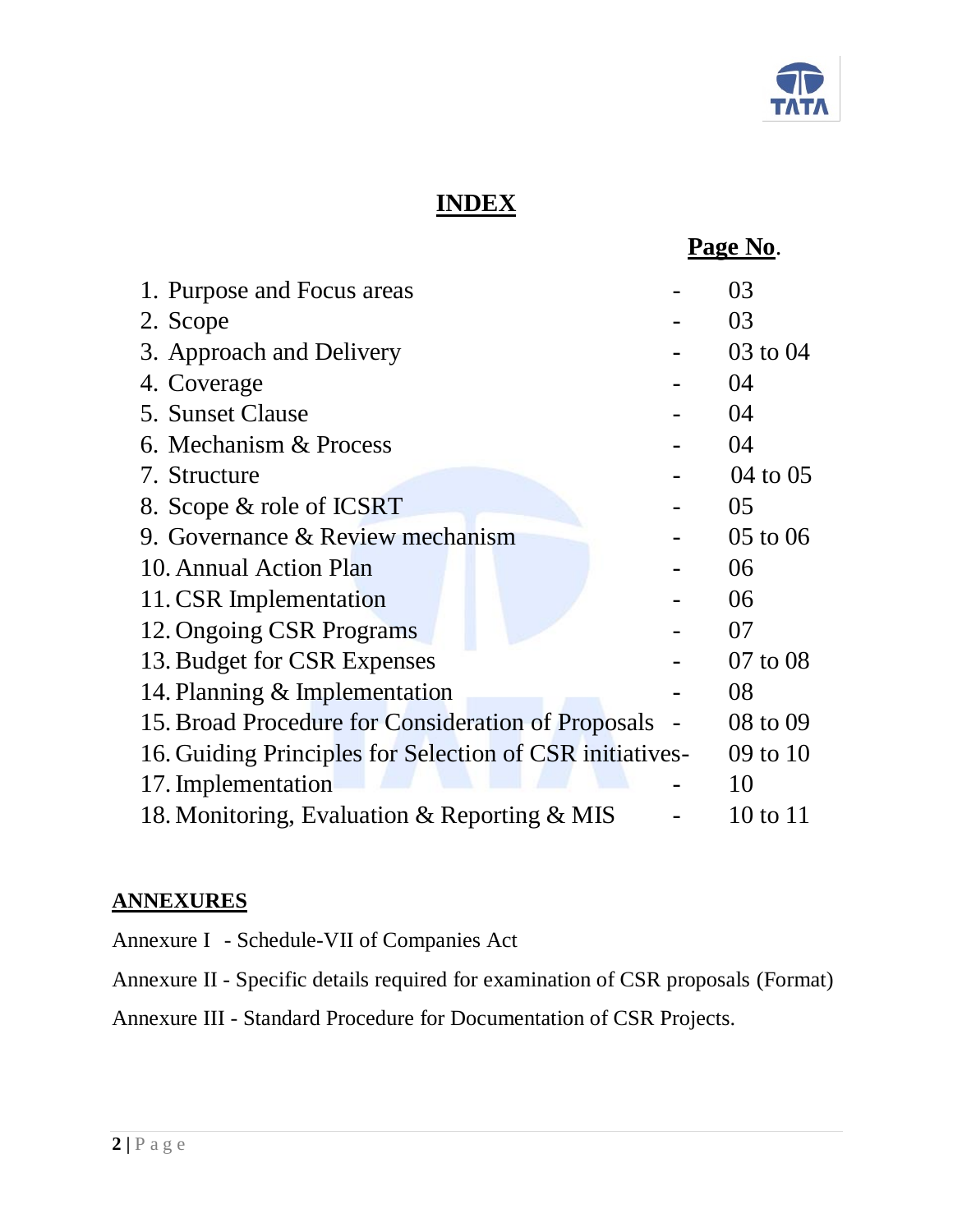# INDEX

| | Page No. |
|---|---|
| 1. Purpose and Focus areas | 03 |
| 2. Scope | 03 |
| 3. Approach and Delivery | 03 to 04 |
| 4. Coverage | 04 |
| 5. Sunset Clause | 04 |
| 6. Mechanism & Process | 04 |
| 7. Structure | 04 to 05 |
| 8. Scope & role of ICSRT | 05 |
| 9. Governance & Review mechanism | 05 to 06 |
| 10. Annual Action Plan | 06 |
| 11. CSR Implementation | 06 |
| 12. Ongoing CSR Programs | 07 |
| 13. Budget for CSR Expenses | 07 to 08 |
| 14. Planning & Implementation | 08 |
| 15. Broad Procedure for Consideration of Proposals | 08 to 09 |
| 16. Guiding Principles for Selection of CSR initiatives | 09 to 10 |
| 17. Implementation | 10 |
| 18. Monitoring, Evaluation & Reporting & MIS | 10 to 11 |

## ANNEXURES

Annexure I - Schedule-VII of Companies Act

Annexure II - Specific details required for examination of CSR proposals (Format)

Annexure III - Standard Procedure for Documentation of CSR Projects.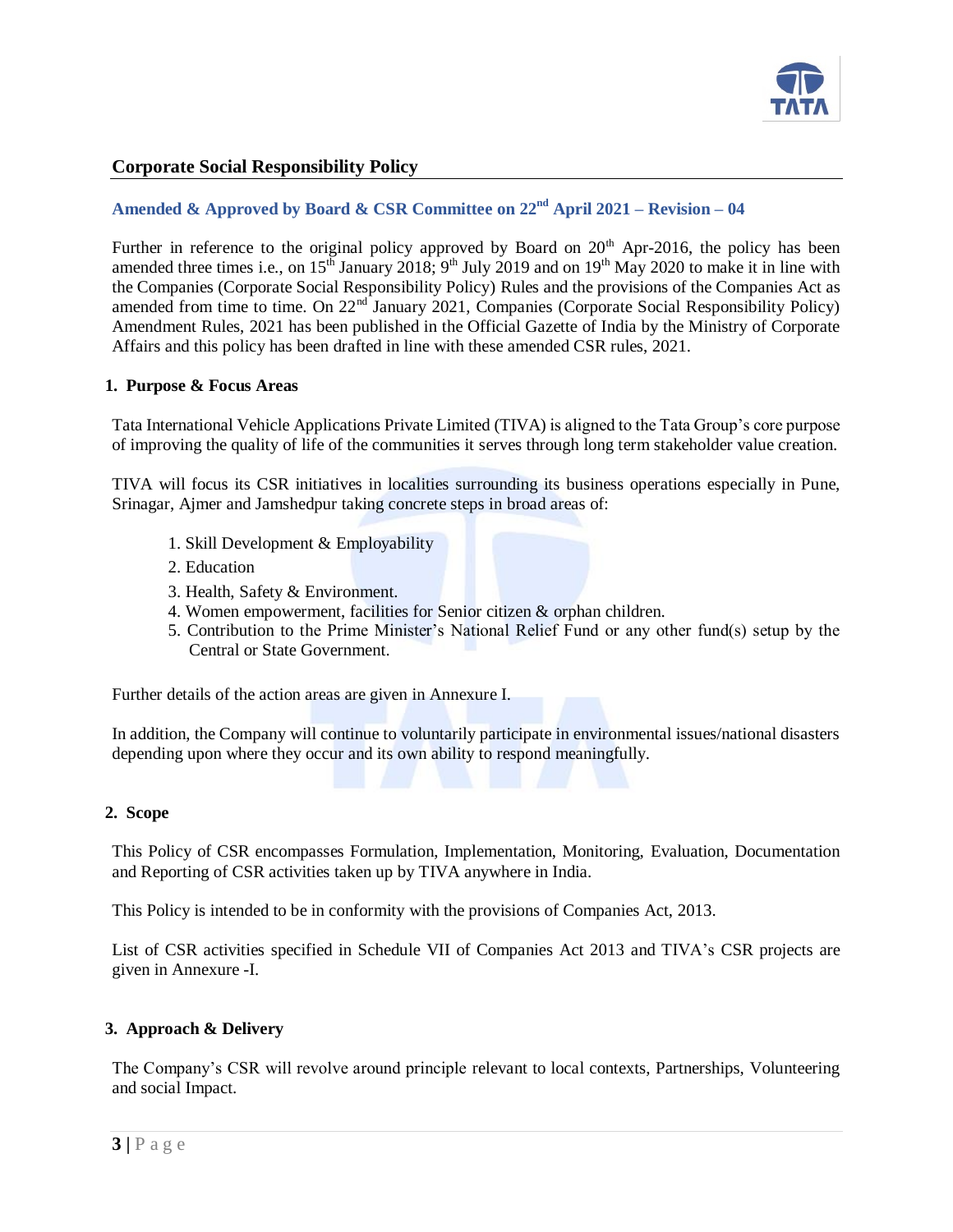## Corporate Social Responsibility Policy

### Amended & Approved by Board & CSR Committee on 22nd April 2021 – Revision – 04

Further in reference to the original policy approved by Board on 20th Apr-2016, the policy has been amended three times i.e., on 15th January 2018; 9th July 2019 and on 19th May 2020 to make it in line with the Companies (Corporate Social Responsibility Policy) Rules and the provisions of the Companies Act as amended from time to time. On 22nd January 2021, Companies (Corporate Social Responsibility Policy) Amendment Rules, 2021 has been published in the Official Gazette of India by the Ministry of Corporate Affairs and this policy has been drafted in line with these amended CSR rules, 2021.

### 1. Purpose & Focus Areas

Tata International Vehicle Applications Private Limited (TIVA) is aligned to the Tata Group's core purpose of improving the quality of life of the communities it serves through long term stakeholder value creation.

TIVA will focus its CSR initiatives in localities surrounding its business operations especially in Pune, Srinagar, Ajmer and Jamshedpur taking concrete steps in broad areas of:

1. Skill Development & Employability
2. Education
3. Health, Safety & Environment.
4. Women empowerment, facilities for Senior citizen & orphan children.
5. Contribution to the Prime Minister's National Relief Fund or any other fund(s) setup by the Central or State Government.

Further details of the action areas are given in Annexure I.

In addition, the Company will continue to voluntarily participate in environmental issues/national disasters depending upon where they occur and its own ability to respond meaningfully.

### 2. Scope

This Policy of CSR encompasses Formulation, Implementation, Monitoring, Evaluation, Documentation and Reporting of CSR activities taken up by TIVA anywhere in India.

This Policy is intended to be in conformity with the provisions of Companies Act, 2013.

List of CSR activities specified in Schedule VII of Companies Act 2013 and TIVA's CSR projects are given in Annexure -I.

### 3. Approach & Delivery

The Company's CSR will revolve around principle relevant to local contexts, Partnerships, Volunteering and social Impact.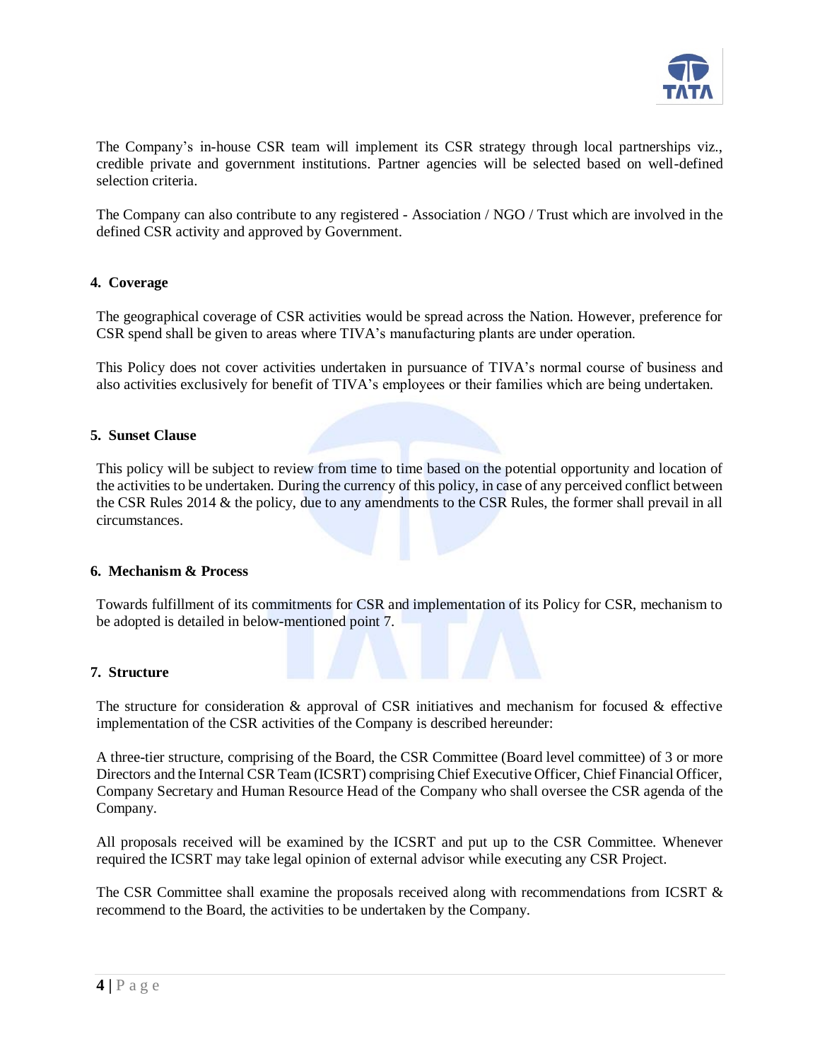The Company's in-house CSR team will implement its CSR strategy through local partnerships viz., credible private and government institutions. Partner agencies will be selected based on well-defined selection criteria.

The Company can also contribute to any registered - Association / NGO / Trust which are involved in the defined CSR activity and approved by Government.

#### 4. Coverage

The geographical coverage of CSR activities would be spread across the Nation. However, preference for CSR spend shall be given to areas where TIVA's manufacturing plants are under operation.

This Policy does not cover activities undertaken in pursuance of TIVA's normal course of business and also activities exclusively for benefit of TIVA's employees or their families which are being undertaken.

#### 5. Sunset Clause

This policy will be subject to review from time to time based on the potential opportunity and location of the activities to be undertaken. During the currency of this policy, in case of any perceived conflict between the CSR Rules 2014 & the policy, due to any amendments to the CSR Rules, the former shall prevail in all circumstances.

#### 6. Mechanism & Process

Towards fulfillment of its commitments for CSR and implementation of its Policy for CSR, mechanism to be adopted is detailed in below-mentioned point 7.

#### 7. Structure

The structure for consideration & approval of CSR initiatives and mechanism for focused & effective implementation of the CSR activities of the Company is described hereunder:

A three-tier structure, comprising of the Board, the CSR Committee (Board level committee) of 3 or more Directors and the Internal CSR Team (ICSRT) comprising Chief Executive Officer, Chief Financial Officer, Company Secretary and Human Resource Head of the Company who shall oversee the CSR agenda of the Company.

All proposals received will be examined by the ICSRT and put up to the CSR Committee. Whenever required the ICSRT may take legal opinion of external advisor while executing any CSR Project.

The CSR Committee shall examine the proposals received along with recommendations from ICSRT & recommend to the Board, the activities to be undertaken by the Company.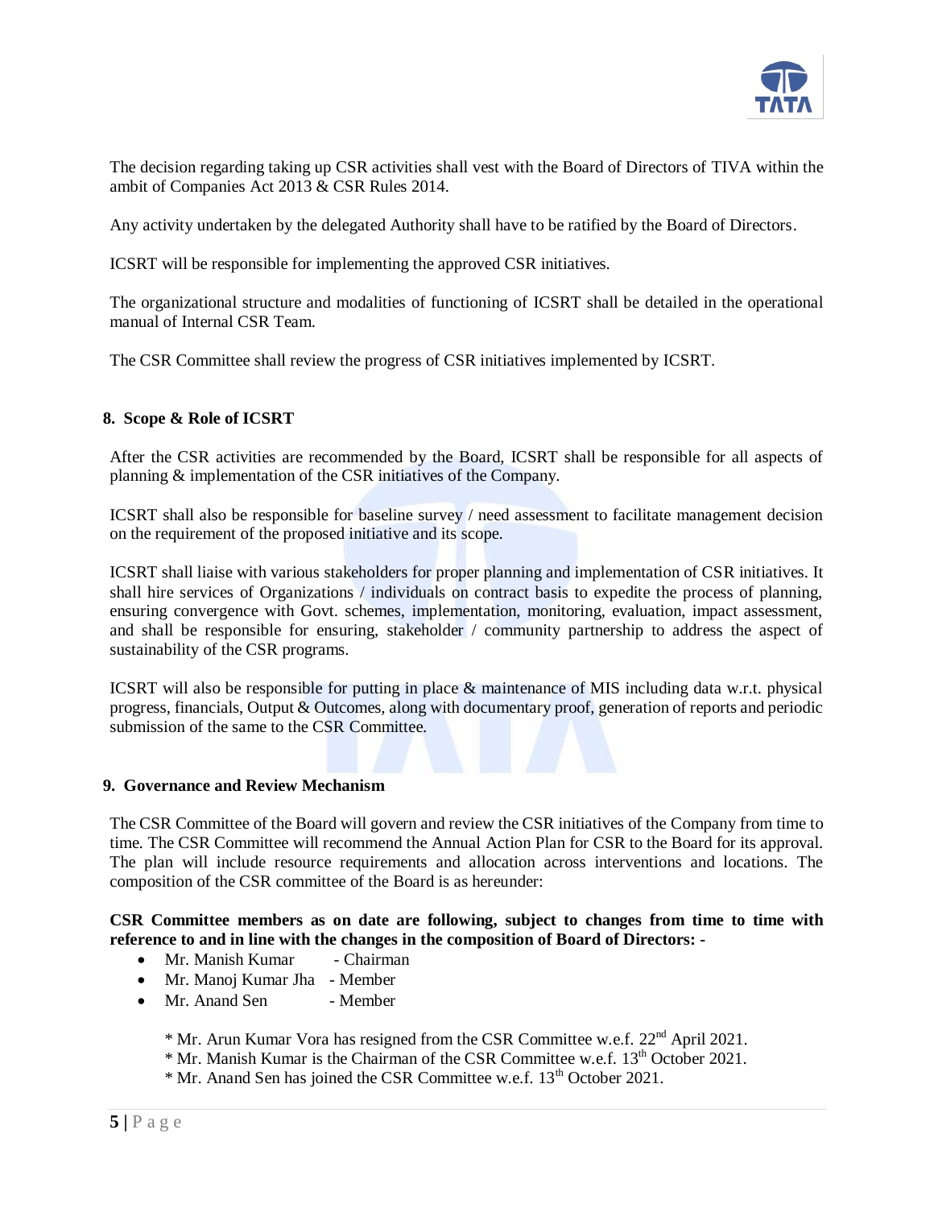The decision regarding taking up CSR activities shall vest with the Board of Directors of TIVA within the ambit of Companies Act 2013 & CSR Rules 2014.

Any activity undertaken by the delegated Authority shall have to be ratified by the Board of Directors.

ICSRT will be responsible for implementing the approved CSR initiatives.

The organizational structure and modalities of functioning of ICSRT shall be detailed in the operational manual of Internal CSR Team.

The CSR Committee shall review the progress of CSR initiatives implemented by ICSRT.

## 8. Scope & Role of ICSRT

After the CSR activities are recommended by the Board, ICSRT shall be responsible for all aspects of planning & implementation of the CSR initiatives of the Company.

ICSRT shall also be responsible for baseline survey / need assessment to facilitate management decision on the requirement of the proposed initiative and its scope.

ICSRT shall liaise with various stakeholders for proper planning and implementation of CSR initiatives. It shall hire services of Organizations / individuals on contract basis to expedite the process of planning, ensuring convergence with Govt. schemes, implementation, monitoring, evaluation, impact assessment, and shall be responsible for ensuring, stakeholder / community partnership to address the aspect of sustainability of the CSR programs.

ICSRT will also be responsible for putting in place & maintenance of MIS including data w.r.t. physical progress, financials, Output & Outcomes, along with documentary proof, generation of reports and periodic submission of the same to the CSR Committee.

## 9. Governance and Review Mechanism

The CSR Committee of the Board will govern and review the CSR initiatives of the Company from time to time. The CSR Committee will recommend the Annual Action Plan for CSR to the Board for its approval. The plan will include resource requirements and allocation across interventions and locations. The composition of the CSR committee of the Board is as hereunder:

**CSR Committee members as on date are following, subject to changes from time to time with reference to and in line with the changes in the composition of Board of Directors: -**

- Mr. Manish Kumar - Chairman
- Mr. Manoj Kumar Jha - Member
- Mr. Anand Sen - Member

\* Mr. Arun Kumar Vora has resigned from the CSR Committee w.e.f. 22nd April 2021.
\* Mr. Manish Kumar is the Chairman of the CSR Committee w.e.f. 13th October 2021.
\* Mr. Anand Sen has joined the CSR Committee w.e.f. 13th October 2021.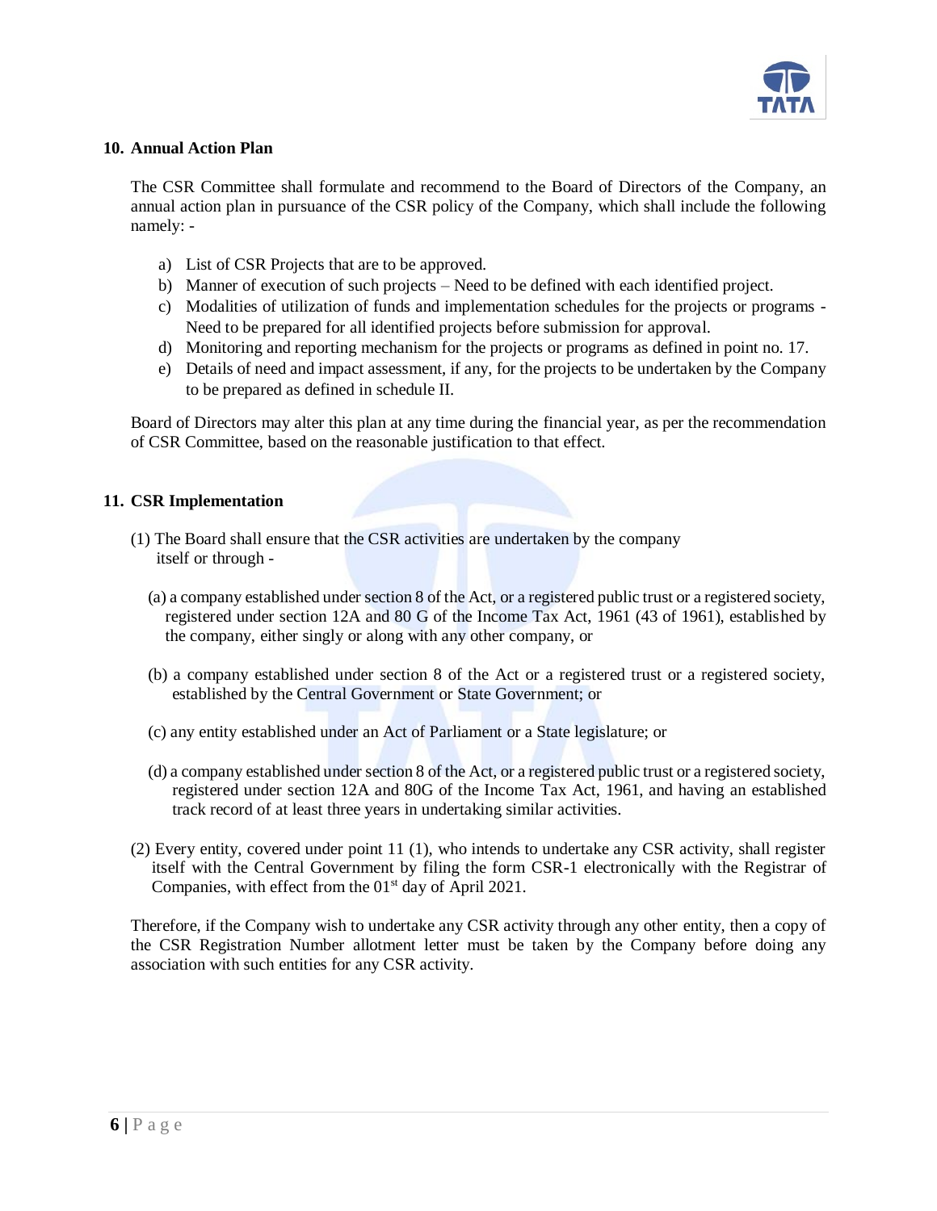## 10. Annual Action Plan

The CSR Committee shall formulate and recommend to the Board of Directors of the Company, an annual action plan in pursuance of the CSR policy of the Company, which shall include the following namely: -

a) List of CSR Projects that are to be approved.
b) Manner of execution of such projects – Need to be defined with each identified project.
c) Modalities of utilization of funds and implementation schedules for the projects or programs - Need to be prepared for all identified projects before submission for approval.
d) Monitoring and reporting mechanism for the projects or programs as defined in point no. 17.
e) Details of need and impact assessment, if any, for the projects to be undertaken by the Company to be prepared as defined in schedule II.

Board of Directors may alter this plan at any time during the financial year, as per the recommendation of CSR Committee, based on the reasonable justification to that effect.

## 11. CSR Implementation

(1) The Board shall ensure that the CSR activities are undertaken by the company itself or through -

(a) a company established under section 8 of the Act, or a registered public trust or a registered society, registered under section 12A and 80 G of the Income Tax Act, 1961 (43 of 1961), established by the company, either singly or along with any other company, or

(b) a company established under section 8 of the Act or a registered trust or a registered society, established by the Central Government or State Government; or

(c) any entity established under an Act of Parliament or a State legislature; or

(d) a company established under section 8 of the Act, or a registered public trust or a registered society, registered under section 12A and 80G of the Income Tax Act, 1961, and having an established track record of at least three years in undertaking similar activities.

(2) Every entity, covered under point 11 (1), who intends to undertake any CSR activity, shall register itself with the Central Government by filing the form CSR-1 electronically with the Registrar of Companies, with effect from the 01st day of April 2021.

Therefore, if the Company wish to undertake any CSR activity through any other entity, then a copy of the CSR Registration Number allotment letter must be taken by the Company before doing any association with such entities for any CSR activity.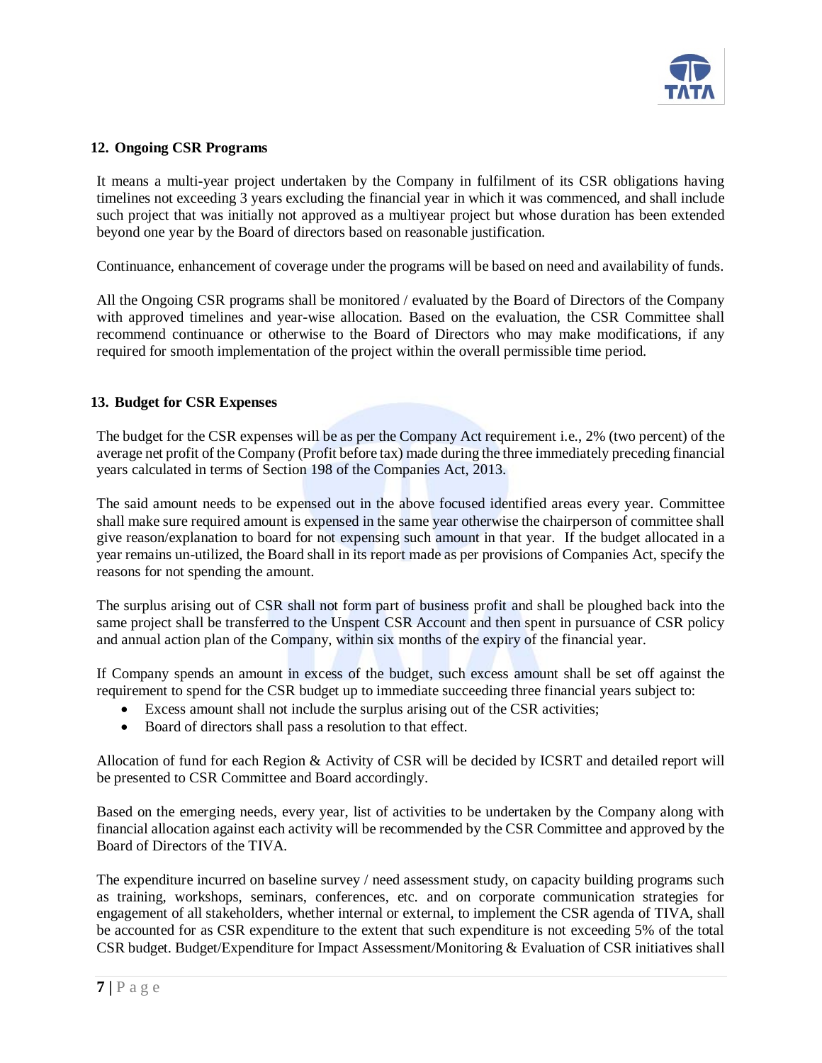## 12. Ongoing CSR Programs

It means a multi-year project undertaken by the Company in fulfilment of its CSR obligations having timelines not exceeding 3 years excluding the financial year in which it was commenced, and shall include such project that was initially not approved as a multiyear project but whose duration has been extended beyond one year by the Board of directors based on reasonable justification.

Continuance, enhancement of coverage under the programs will be based on need and availability of funds.

All the Ongoing CSR programs shall be monitored / evaluated by the Board of Directors of the Company with approved timelines and year-wise allocation. Based on the evaluation, the CSR Committee shall recommend continuance or otherwise to the Board of Directors who may make modifications, if any required for smooth implementation of the project within the overall permissible time period.

## 13. Budget for CSR Expenses

The budget for the CSR expenses will be as per the Company Act requirement i.e., 2% (two percent) of the average net profit of the Company (Profit before tax) made during the three immediately preceding financial years calculated in terms of Section 198 of the Companies Act, 2013.

The said amount needs to be expensed out in the above focused identified areas every year. Committee shall make sure required amount is expensed in the same year otherwise the chairperson of committee shall give reason/explanation to board for not expensing such amount in that year. If the budget allocated in a year remains un-utilized, the Board shall in its report made as per provisions of Companies Act, specify the reasons for not spending the amount.

The surplus arising out of CSR shall not form part of business profit and shall be ploughed back into the same project shall be transferred to the Unspent CSR Account and then spent in pursuance of CSR policy and annual action plan of the Company, within six months of the expiry of the financial year.

If Company spends an amount in excess of the budget, such excess amount shall be set off against the requirement to spend for the CSR budget up to immediate succeeding three financial years subject to:

- Excess amount shall not include the surplus arising out of the CSR activities;
- Board of directors shall pass a resolution to that effect.

Allocation of fund for each Region & Activity of CSR will be decided by ICSRT and detailed report will be presented to CSR Committee and Board accordingly.

Based on the emerging needs, every year, list of activities to be undertaken by the Company along with financial allocation against each activity will be recommended by the CSR Committee and approved by the Board of Directors of the TIVA.

The expenditure incurred on baseline survey / need assessment study, on capacity building programs such as training, workshops, seminars, conferences, etc. and on corporate communication strategies for engagement of all stakeholders, whether internal or external, to implement the CSR agenda of TIVA, shall be accounted for as CSR expenditure to the extent that such expenditure is not exceeding 5% of the total CSR budget. Budget/Expenditure for Impact Assessment/Monitoring & Evaluation of CSR initiatives shall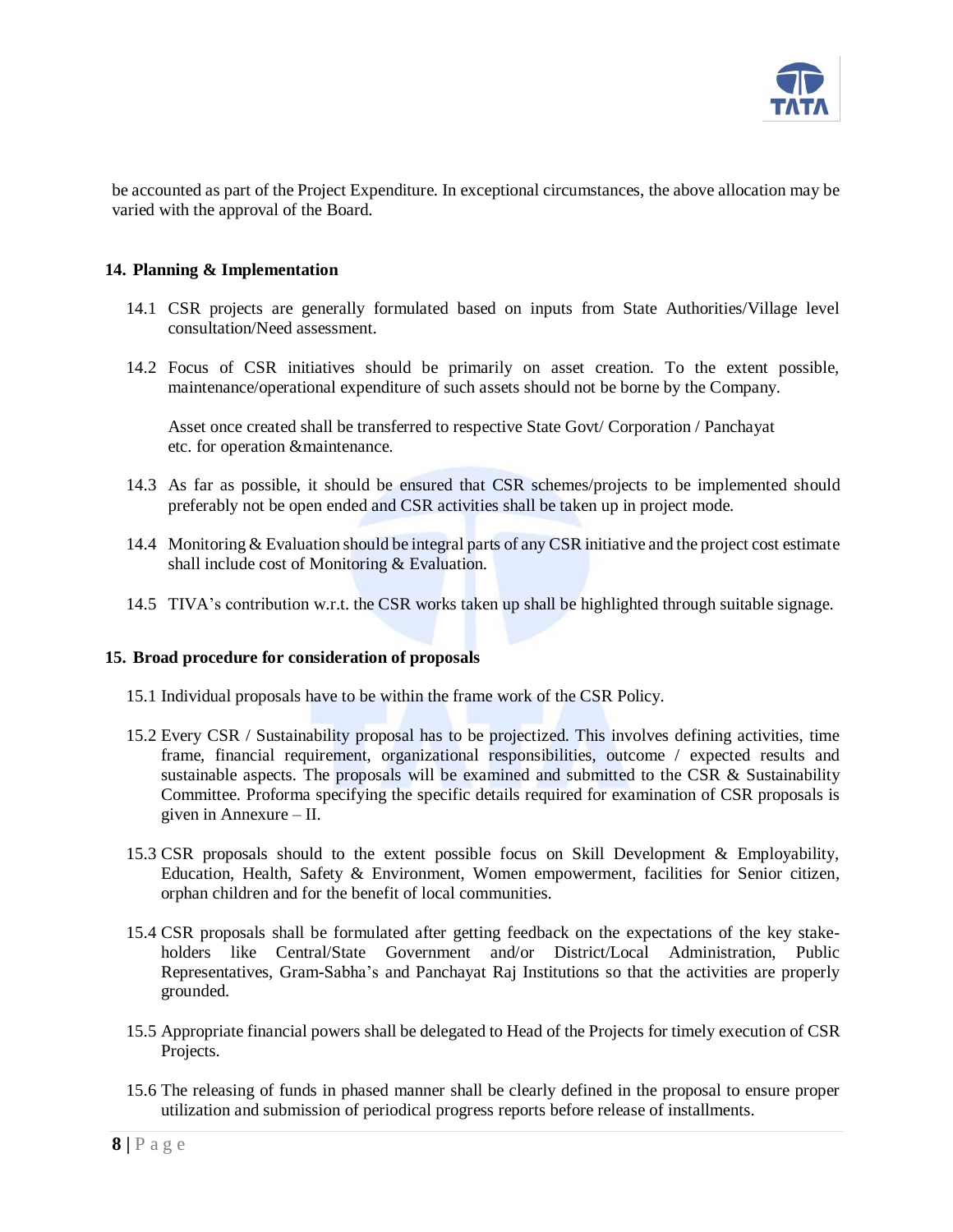be accounted as part of the Project Expenditure. In exceptional circumstances, the above allocation may be varied with the approval of the Board.

## 14. Planning & Implementation

14.1 CSR projects are generally formulated based on inputs from State Authorities/Village level consultation/Need assessment.

14.2 Focus of CSR initiatives should be primarily on asset creation. To the extent possible, maintenance/operational expenditure of such assets should not be borne by the Company.

Asset once created shall be transferred to respective State Govt/ Corporation / Panchayat etc. for operation &maintenance.

14.3 As far as possible, it should be ensured that CSR schemes/projects to be implemented should preferably not be open ended and CSR activities shall be taken up in project mode.

14.4 Monitoring & Evaluation should be integral parts of any CSR initiative and the project cost estimate shall include cost of Monitoring & Evaluation.

14.5 TIVA's contribution w.r.t. the CSR works taken up shall be highlighted through suitable signage.

## 15. Broad procedure for consideration of proposals

15.1 Individual proposals have to be within the frame work of the CSR Policy.

15.2 Every CSR / Sustainability proposal has to be projectized. This involves defining activities, time frame, financial requirement, organizational responsibilities, outcome / expected results and sustainable aspects. The proposals will be examined and submitted to the CSR & Sustainability Committee. Proforma specifying the specific details required for examination of CSR proposals is given in Annexure – II.

15.3 CSR proposals should to the extent possible focus on Skill Development & Employability, Education, Health, Safety & Environment, Women empowerment, facilities for Senior citizen, orphan children and for the benefit of local communities.

15.4 CSR proposals shall be formulated after getting feedback on the expectations of the key stake-holders like Central/State Government and/or District/Local Administration, Public Representatives, Gram-Sabha's and Panchayat Raj Institutions so that the activities are properly grounded.

15.5 Appropriate financial powers shall be delegated to Head of the Projects for timely execution of CSR Projects.

15.6 The releasing of funds in phased manner shall be clearly defined in the proposal to ensure proper utilization and submission of periodical progress reports before release of installments.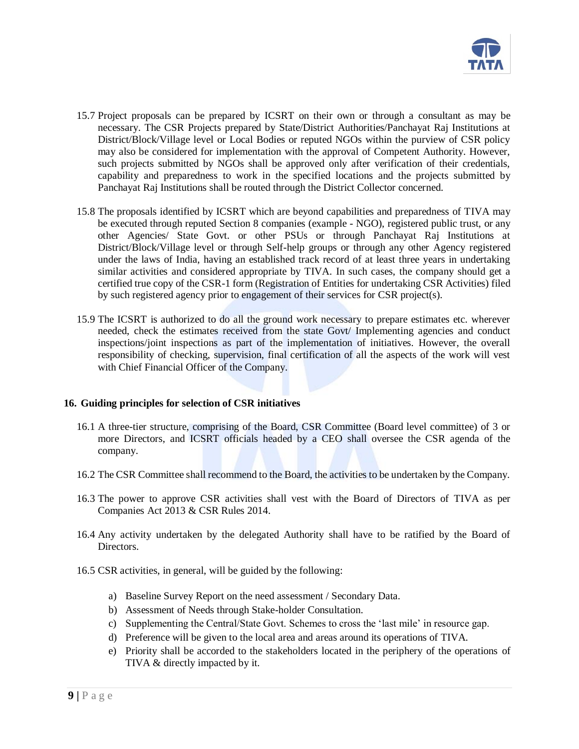15.7 Project proposals can be prepared by ICSRT on their own or through a consultant as may be necessary. The CSR Projects prepared by State/District Authorities/Panchayat Raj Institutions at District/Block/Village level or Local Bodies or reputed NGOs within the purview of CSR policy may also be considered for implementation with the approval of Competent Authority. However, such projects submitted by NGOs shall be approved only after verification of their credentials, capability and preparedness to work in the specified locations and the projects submitted by Panchayat Raj Institutions shall be routed through the District Collector concerned.

15.8 The proposals identified by ICSRT which are beyond capabilities and preparedness of TIVA may be executed through reputed Section 8 companies (example - NGO), registered public trust, or any other Agencies/ State Govt. or other PSUs or through Panchayat Raj Institutions at District/Block/Village level or through Self-help groups or through any other Agency registered under the laws of India, having an established track record of at least three years in undertaking similar activities and considered appropriate by TIVA. In such cases, the company should get a certified true copy of the CSR-1 form (Registration of Entities for undertaking CSR Activities) filed by such registered agency prior to engagement of their services for CSR project(s).

15.9 The ICSRT is authorized to do all the ground work necessary to prepare estimates etc. wherever needed, check the estimates received from the state Govt/ Implementing agencies and conduct inspections/joint inspections as part of the implementation of initiatives. However, the overall responsibility of checking, supervision, final certification of all the aspects of the work will vest with Chief Financial Officer of the Company.

## 16. Guiding principles for selection of CSR initiatives

16.1 A three-tier structure, comprising of the Board, CSR Committee (Board level committee) of 3 or more Directors, and ICSRT officials headed by a CEO shall oversee the CSR agenda of the company.

16.2 The CSR Committee shall recommend to the Board, the activities to be undertaken by the Company.

16.3 The power to approve CSR activities shall vest with the Board of Directors of TIVA as per Companies Act 2013 & CSR Rules 2014.

16.4 Any activity undertaken by the delegated Authority shall have to be ratified by the Board of Directors.

16.5 CSR activities, in general, will be guided by the following:

a) Baseline Survey Report on the need assessment / Secondary Data.
b) Assessment of Needs through Stake-holder Consultation.
c) Supplementing the Central/State Govt. Schemes to cross the 'last mile' in resource gap.
d) Preference will be given to the local area and areas around its operations of TIVA.
e) Priority shall be accorded to the stakeholders located in the periphery of the operations of TIVA & directly impacted by it.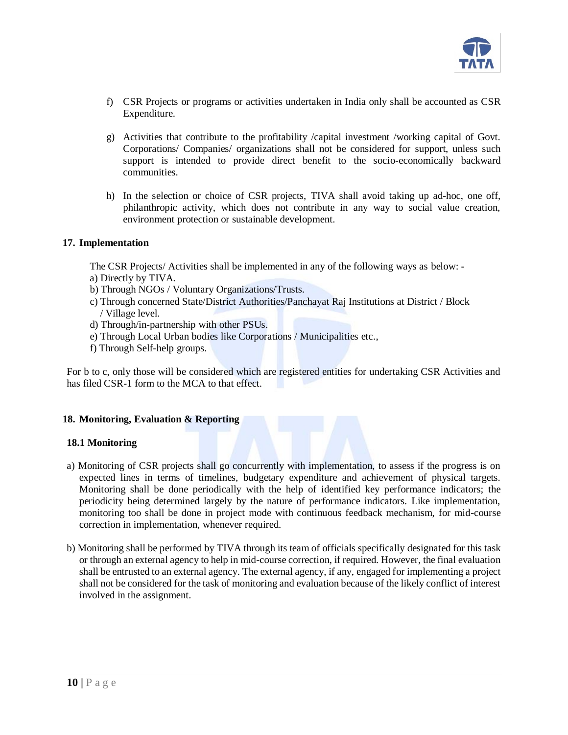f) CSR Projects or programs or activities undertaken in India only shall be accounted as CSR Expenditure.

g) Activities that contribute to the profitability /capital investment /working capital of Govt. Corporations/ Companies/ organizations shall not be considered for support, unless such support is intended to provide direct benefit to the socio-economically backward communities.

h) In the selection or choice of CSR projects, TIVA shall avoid taking up ad-hoc, one off, philanthropic activity, which does not contribute in any way to social value creation, environment protection or sustainable development.

## 17. Implementation

The CSR Projects/ Activities shall be implemented in any of the following ways as below: -

a) Directly by TIVA.
b) Through NGOs / Voluntary Organizations/Trusts.
c) Through concerned State/District Authorities/Panchayat Raj Institutions at District / Block / Village level.
d) Through/in-partnership with other PSUs.
e) Through Local Urban bodies like Corporations / Municipalities etc.,
f) Through Self-help groups.

For b to c, only those will be considered which are registered entities for undertaking CSR Activities and has filed CSR-1 form to the MCA to that effect.

## 18. Monitoring, Evaluation & Reporting

### 18.1 Monitoring

a) Monitoring of CSR projects shall go concurrently with implementation, to assess if the progress is on expected lines in terms of timelines, budgetary expenditure and achievement of physical targets. Monitoring shall be done periodically with the help of identified key performance indicators; the periodicity being determined largely by the nature of performance indicators. Like implementation, monitoring too shall be done in project mode with continuous feedback mechanism, for mid-course correction in implementation, whenever required.

b) Monitoring shall be performed by TIVA through its team of officials specifically designated for this task or through an external agency to help in mid-course correction, if required. However, the final evaluation shall be entrusted to an external agency. The external agency, if any, engaged for implementing a project shall not be considered for the task of monitoring and evaluation because of the likely conflict of interest involved in the assignment.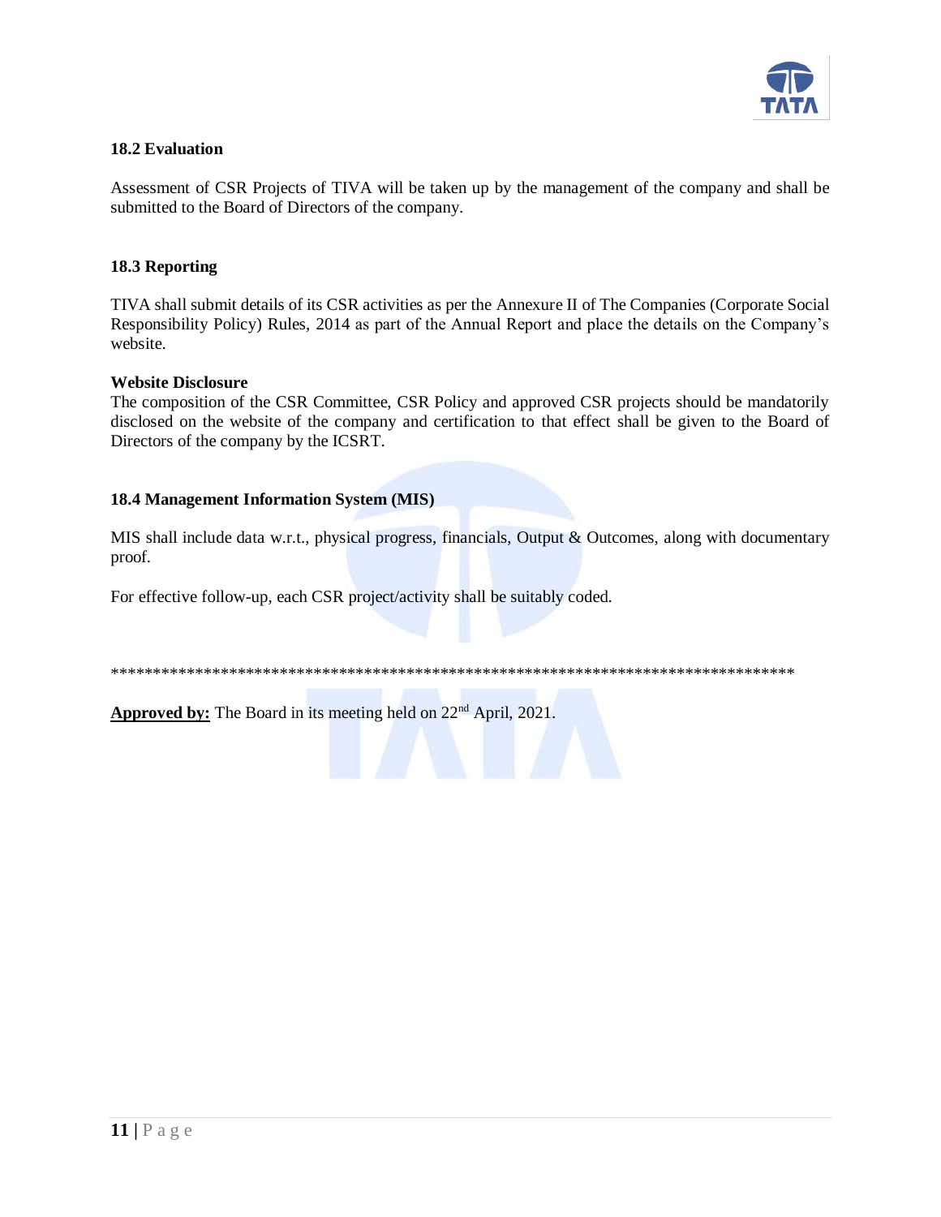### 18.2 Evaluation

Assessment of CSR Projects of TIVA will be taken up by the management of the company and shall be submitted to the Board of Directors of the company.

### 18.3 Reporting

TIVA shall submit details of its CSR activities as per the Annexure II of The Companies (Corporate Social Responsibility Policy) Rules, 2014 as part of the Annual Report and place the details on the Company's website.

**Website Disclosure**

The composition of the CSR Committee, CSR Policy and approved CSR projects should be mandatorily disclosed on the website of the company and certification to that effect shall be given to the Board of Directors of the company by the ICSRT.

### 18.4 Management Information System (MIS)

MIS shall include data w.r.t., physical progress, financials, Output & Outcomes, along with documentary proof.

For effective follow-up, each CSR project/activity shall be suitably coded.

*****************************************************************************************

**Approved by:** The Board in its meeting held on 22nd April, 2021.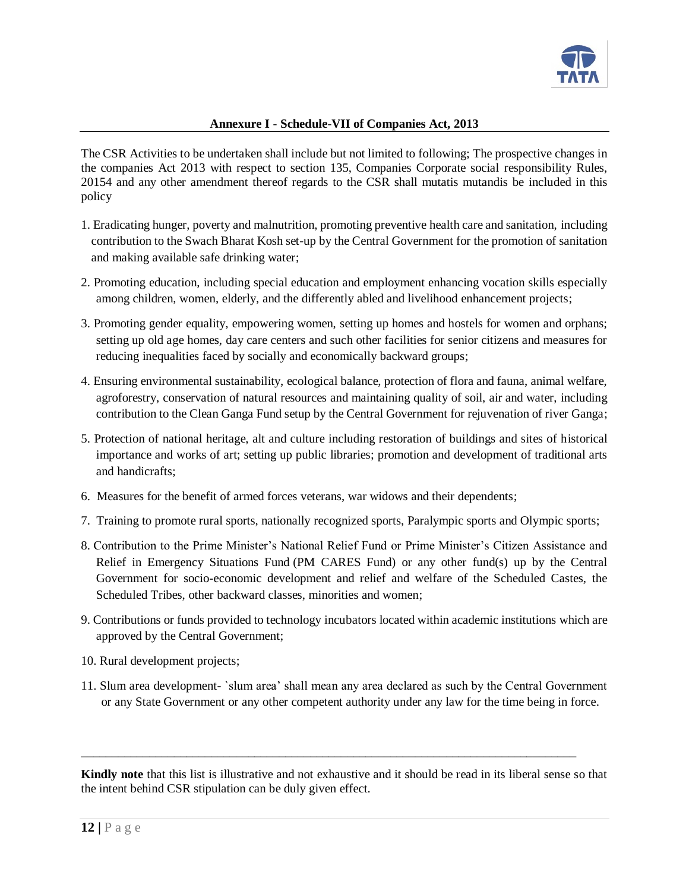## Annexure I - Schedule-VII of Companies Act, 2013

The CSR Activities to be undertaken shall include but not limited to following; The prospective changes in the companies Act 2013 with respect to section 135, Companies Corporate social responsibility Rules, 20154 and any other amendment thereof regards to the CSR shall mutatis mutandis be included in this policy

1. Eradicating hunger, poverty and malnutrition, promoting preventive health care and sanitation, including contribution to the Swach Bharat Kosh set-up by the Central Government for the promotion of sanitation and making available safe drinking water;
2. Promoting education, including special education and employment enhancing vocation skills especially among children, women, elderly, and the differently abled and livelihood enhancement projects;
3. Promoting gender equality, empowering women, setting up homes and hostels for women and orphans; setting up old age homes, day care centers and such other facilities for senior citizens and measures for reducing inequalities faced by socially and economically backward groups;
4. Ensuring environmental sustainability, ecological balance, protection of flora and fauna, animal welfare, agroforestry, conservation of natural resources and maintaining quality of soil, air and water, including contribution to the Clean Ganga Fund setup by the Central Government for rejuvenation of river Ganga;
5. Protection of national heritage, alt and culture including restoration of buildings and sites of historical importance and works of art; setting up public libraries; promotion and development of traditional arts and handicrafts;
6. Measures for the benefit of armed forces veterans, war widows and their dependents;
7. Training to promote rural sports, nationally recognized sports, Paralympic sports and Olympic sports;
8. Contribution to the Prime Minister's National Relief Fund or Prime Minister's Citizen Assistance and Relief in Emergency Situations Fund (PM CARES Fund) or any other fund(s) up by the Central Government for socio-economic development and relief and welfare of the Scheduled Castes, the Scheduled Tribes, other backward classes, minorities and women;
9. Contributions or funds provided to technology incubators located within academic institutions which are approved by the Central Government;
10. Rural development projects;
11. Slum area development- `slum area' shall mean any area declared as such by the Central Government or any State Government or any other competent authority under any law for the time being in force.

---

**Kindly note** that this list is illustrative and not exhaustive and it should be read in its liberal sense so that the intent behind CSR stipulation can be duly given effect.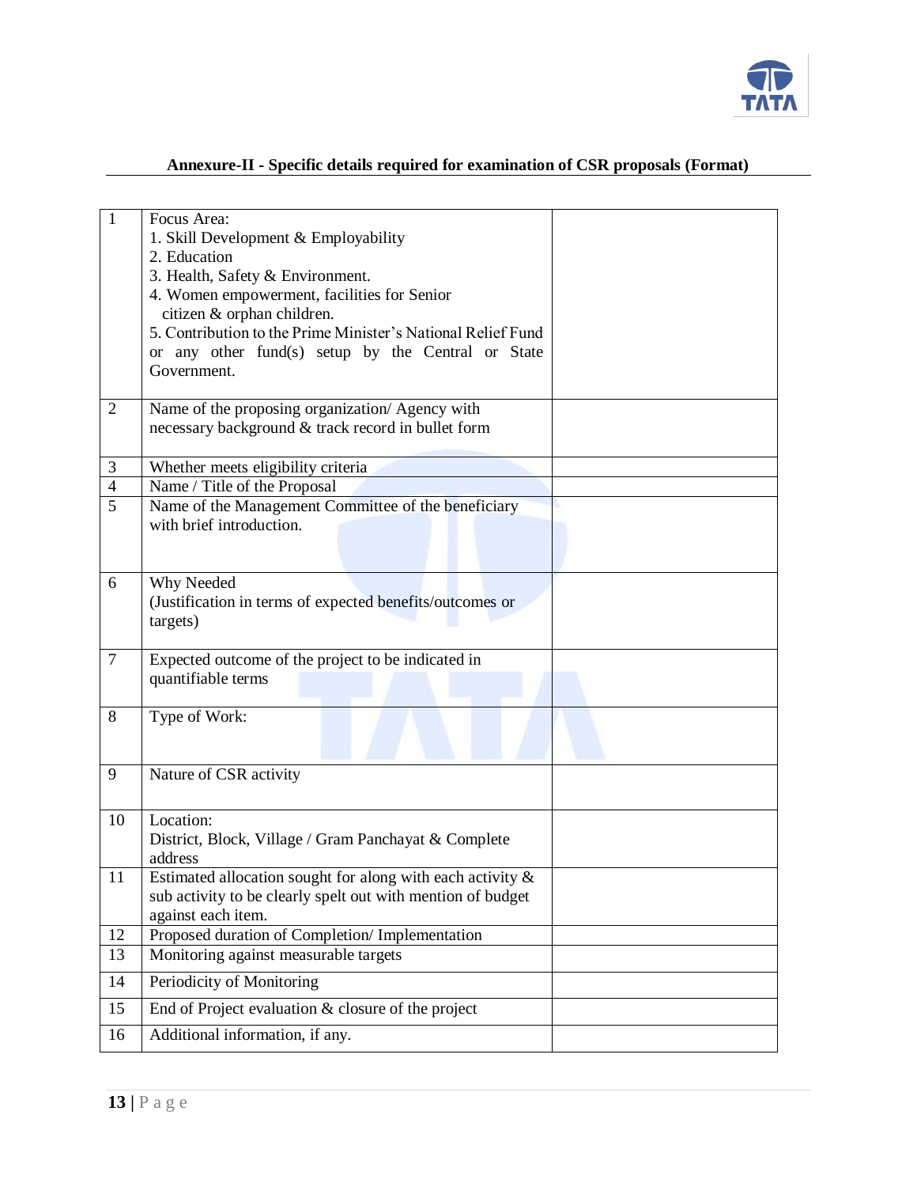**Annexure-II - Specific details required for examination of CSR proposals (Format)**

| | | |
|---|---|---|
| 1 | Focus Area:<br>1. Skill Development & Employability<br>2. Education<br>3. Health, Safety & Environment.<br>4. Women empowerment, facilities for Senior citizen & orphan children.<br>5. Contribution to the Prime Minister's National Relief Fund or any other fund(s) setup by the Central or State Government. | |
| 2 | Name of the proposing organization/ Agency with necessary background & track record in bullet form | |
| 3 | Whether meets eligibility criteria | |
| 4 | Name / Title of the Proposal | |
| 5 | Name of the Management Committee of the beneficiary with brief introduction. | |
| 6 | Why Needed<br>(Justification in terms of expected benefits/outcomes or targets) | |
| 7 | Expected outcome of the project to be indicated in quantifiable terms | |
| 8 | Type of Work: | |
| 9 | Nature of CSR activity | |
| 10 | Location:<br>District, Block, Village / Gram Panchayat & Complete address | |
| 11 | Estimated allocation sought for along with each activity & sub activity to be clearly spelt out with mention of budget against each item. | |
| 12 | Proposed duration of Completion/ Implementation | |
| 13 | Monitoring against measurable targets | |
| 14 | Periodicity of Monitoring | |
| 15 | End of Project evaluation & closure of the project | |
| 16 | Additional information, if any. | |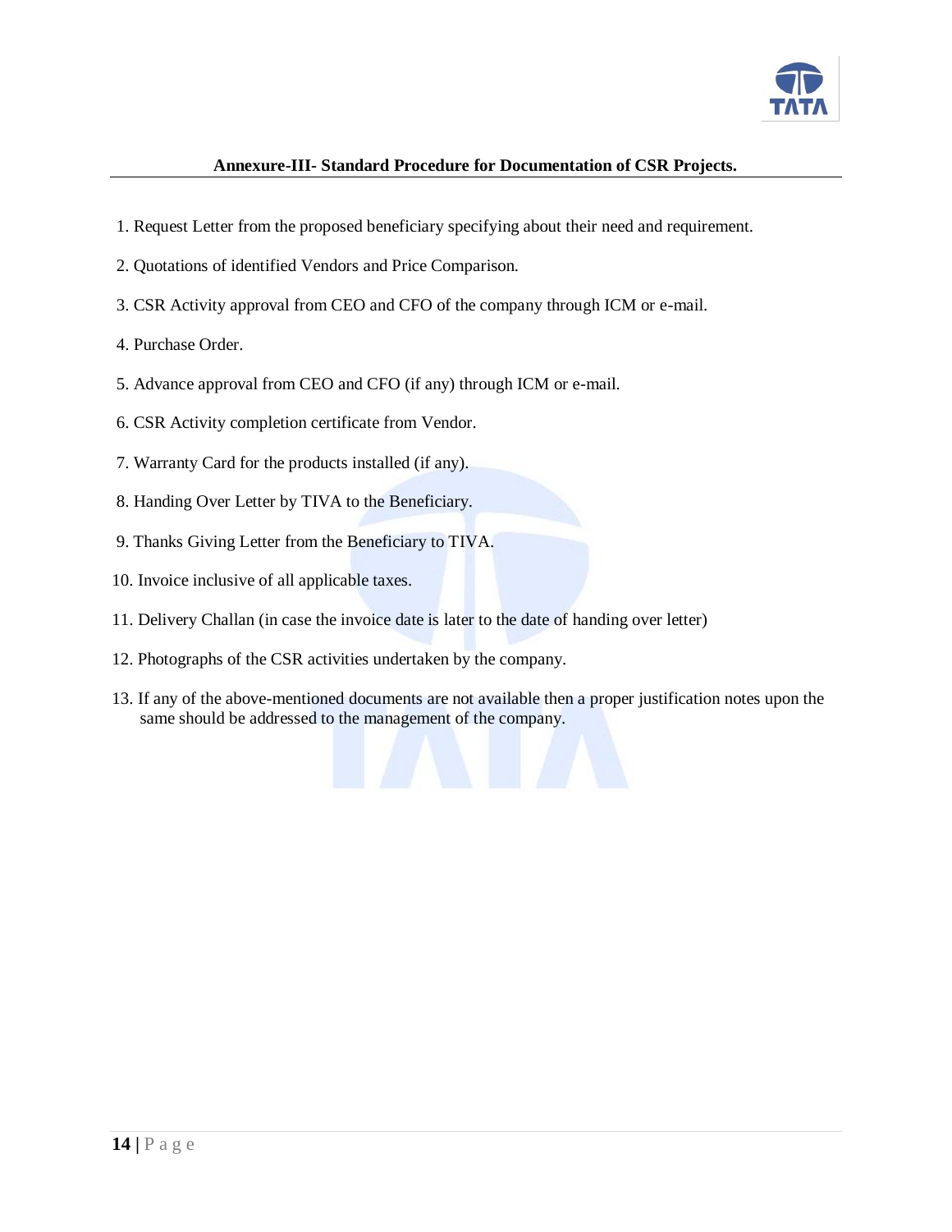**Annexure-III- Standard Procedure for Documentation of CSR Projects.**

1. Request Letter from the proposed beneficiary specifying about their need and requirement.
2. Quotations of identified Vendors and Price Comparison.
3. CSR Activity approval from CEO and CFO of the company through ICM or e-mail.
4. Purchase Order.
5. Advance approval from CEO and CFO (if any) through ICM or e-mail.
6. CSR Activity completion certificate from Vendor.
7. Warranty Card for the products installed (if any).
8. Handing Over Letter by TIVA to the Beneficiary.
9. Thanks Giving Letter from the Beneficiary to TIVA.
10. Invoice inclusive of all applicable taxes.
11. Delivery Challan (in case the invoice date is later to the date of handing over letter)
12. Photographs of the CSR activities undertaken by the company.
13. If any of the above-mentioned documents are not available then a proper justification notes upon the same should be addressed to the management of the company.